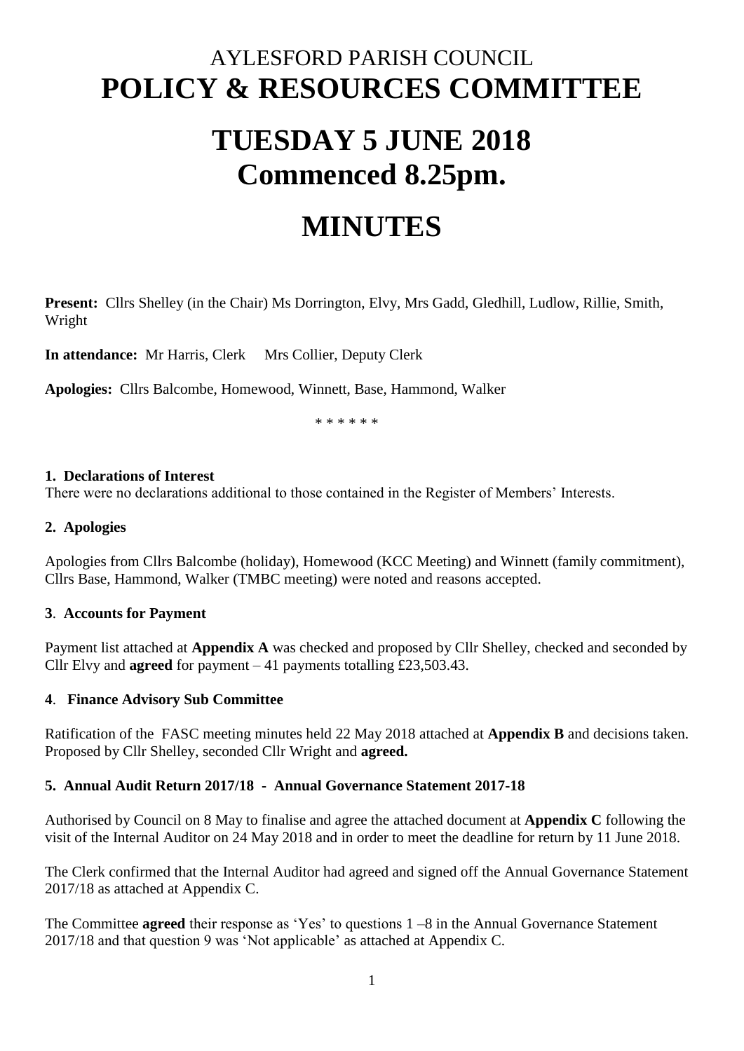# AYLESFORD PARISH COUNCIL
# POLICY & RESOURCES COMMITTEE

# TUESDAY 5 JUNE 2018
# Commenced 8.25pm.

# MINUTES

**Present:** Cllrs Shelley (in the Chair) Ms Dorrington, Elvy, Mrs Gadd, Gledhill, Ludlow, Rillie, Smith, Wright

**In attendance:** Mr Harris, Clerk Mrs Collier, Deputy Clerk

**Apologies:** Cllrs Balcombe, Homewood, Winnett, Base, Hammond, Walker

\* \* \* \* \* \*

**1. Declarations of Interest**

There were no declarations additional to those contained in the Register of Members' Interests.

**2. Apologies**

Apologies from Cllrs Balcombe (holiday), Homewood (KCC Meeting) and Winnett (family commitment), Cllrs Base, Hammond, Walker (TMBC meeting) were noted and reasons accepted.

**3. Accounts for Payment**

Payment list attached at **Appendix A** was checked and proposed by Cllr Shelley, checked and seconded by Cllr Elvy and **agreed** for payment – 41 payments totalling £23,503.43.

**4. Finance Advisory Sub Committee**

Ratification of the FASC meeting minutes held 22 May 2018 attached at **Appendix B** and decisions taken. Proposed by Cllr Shelley, seconded Cllr Wright and **agreed.**

**5. Annual Audit Return 2017/18 - Annual Governance Statement 2017-18**

Authorised by Council on 8 May to finalise and agree the attached document at **Appendix C** following the visit of the Internal Auditor on 24 May 2018 and in order to meet the deadline for return by 11 June 2018.

The Clerk confirmed that the Internal Auditor had agreed and signed off the Annual Governance Statement 2017/18 as attached at Appendix C.

The Committee **agreed** their response as 'Yes' to questions 1 –8 in the Annual Governance Statement 2017/18 and that question 9 was 'Not applicable' as attached at Appendix C.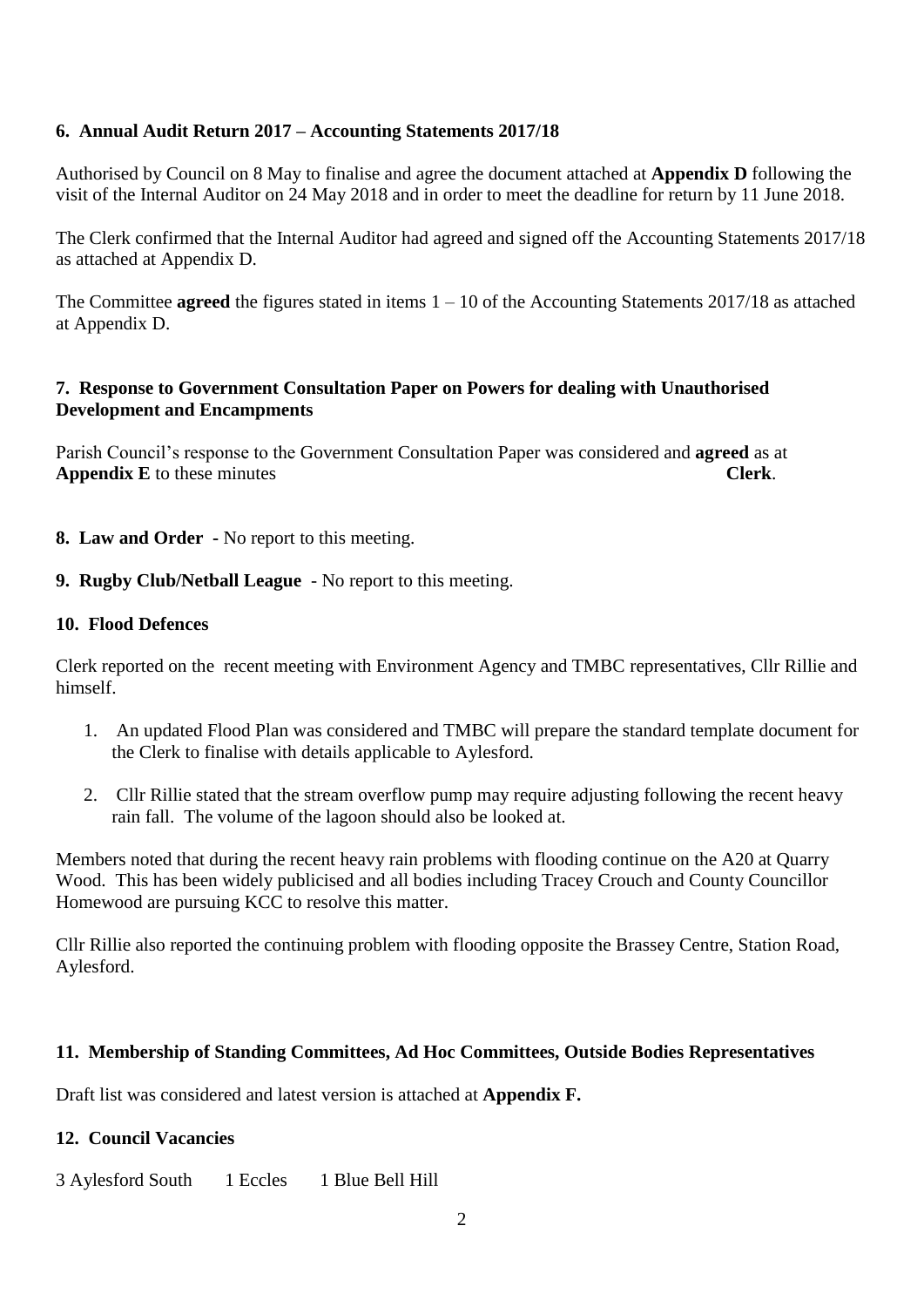**6. Annual Audit Return 2017 – Accounting Statements 2017/18**

Authorised by Council on 8 May to finalise and agree the document attached at **Appendix D** following the visit of the Internal Auditor on 24 May 2018 and in order to meet the deadline for return by 11 June 2018.

The Clerk confirmed that the Internal Auditor had agreed and signed off the Accounting Statements 2017/18 as attached at Appendix D.

The Committee **agreed** the figures stated in items 1 – 10 of the Accounting Statements 2017/18 as attached at Appendix D.

**7. Response to Government Consultation Paper on Powers for dealing with Unauthorised Development and Encampments**

Parish Council's response to the Government Consultation Paper was considered and **agreed** as at **Appendix E** to these minutes **Clerk**.

**8. Law and Order -** No report to this meeting.

**9. Rugby Club/Netball League** - No report to this meeting.

**10. Flood Defences**

Clerk reported on the recent meeting with Environment Agency and TMBC representatives, Cllr Rillie and himself.

1. An updated Flood Plan was considered and TMBC will prepare the standard template document for the Clerk to finalise with details applicable to Aylesford.
2. Cllr Rillie stated that the stream overflow pump may require adjusting following the recent heavy rain fall. The volume of the lagoon should also be looked at.

Members noted that during the recent heavy rain problems with flooding continue on the A20 at Quarry Wood. This has been widely publicised and all bodies including Tracey Crouch and County Councillor Homewood are pursuing KCC to resolve this matter.

Cllr Rillie also reported the continuing problem with flooding opposite the Brassey Centre, Station Road, Aylesford.

**11. Membership of Standing Committees, Ad Hoc Committees, Outside Bodies Representatives**

Draft list was considered and latest version is attached at **Appendix F.**

**12. Council Vacancies**

3 Aylesford South 1 Eccles 1 Blue Bell Hill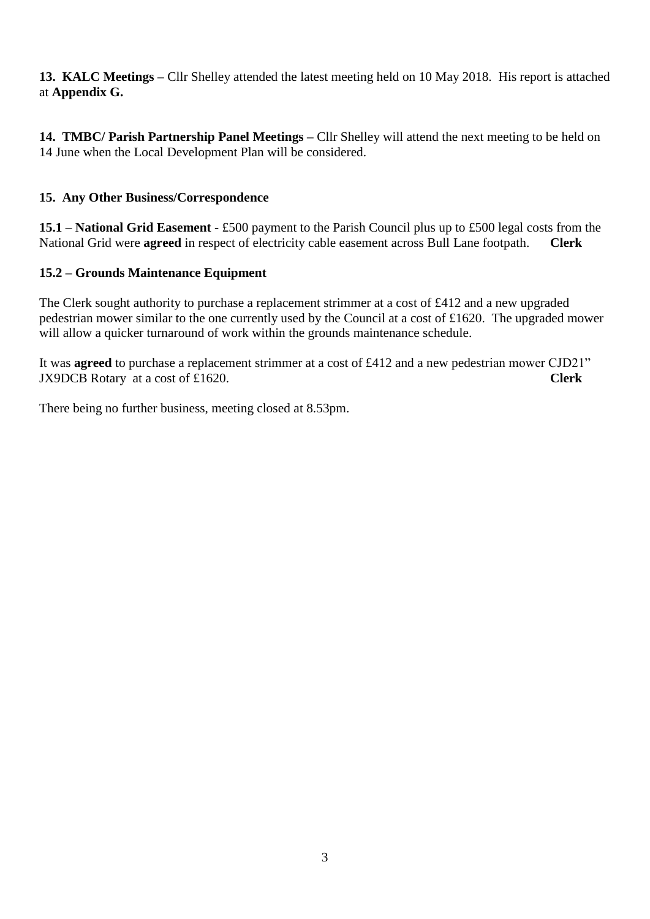**13. KALC Meetings –** Cllr Shelley attended the latest meeting held on 10 May 2018. His report is attached at **Appendix G.**

**14. TMBC/ Parish Partnership Panel Meetings –** Cllr Shelley will attend the next meeting to be held on 14 June when the Local Development Plan will be considered.

**15. Any Other Business/Correspondence**

**15.1 – National Grid Easement** - £500 payment to the Parish Council plus up to £500 legal costs from the National Grid were **agreed** in respect of electricity cable easement across Bull Lane footpath. **Clerk**

**15.2 – Grounds Maintenance Equipment**

The Clerk sought authority to purchase a replacement strimmer at a cost of £412 and a new upgraded pedestrian mower similar to the one currently used by the Council at a cost of £1620. The upgraded mower will allow a quicker turnaround of work within the grounds maintenance schedule.

It was **agreed** to purchase a replacement strimmer at a cost of £412 and a new pedestrian mower CJD21" JX9DCB Rotary at a cost of £1620. **Clerk**

There being no further business, meeting closed at 8.53pm.